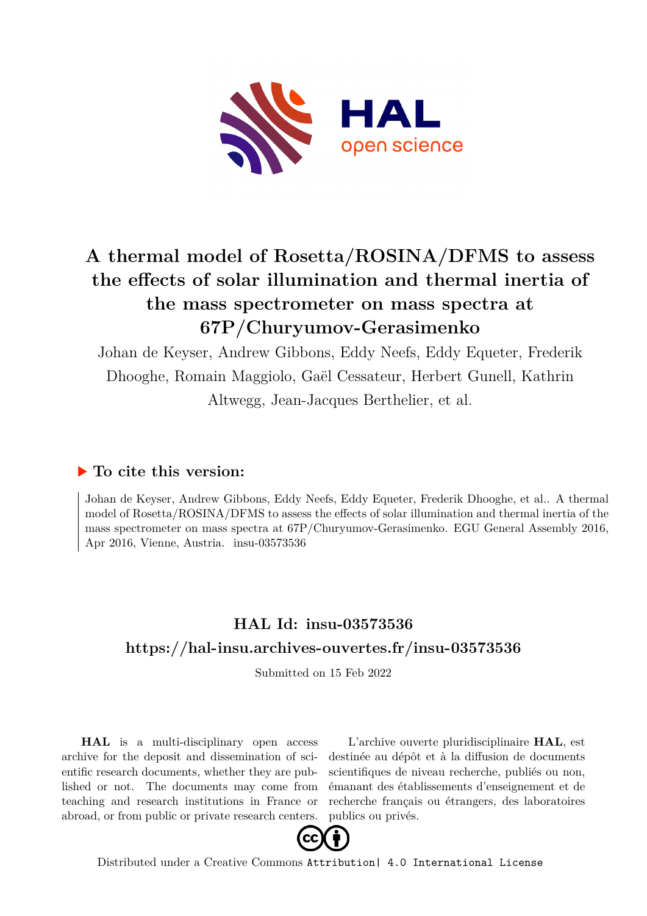# A thermal model of Rosetta/ROSINA/DFMS to assess the effects of solar illumination and thermal inertia of the mass spectrometer on mass spectra at 67P/Churyumov-Gerasimenko

Johan de Keyser, Andrew Gibbons, Eddy Neefs, Eddy Equeter, Frederik Dhooghe, Romain Maggiolo, Gaël Cessateur, Herbert Gunell, Kathrin Altwegg, Jean-Jacques Berthelier, et al.

## ▶ To cite this version:

Johan de Keyser, Andrew Gibbons, Eddy Neefs, Eddy Equeter, Frederik Dhooghe, et al.. A thermal model of Rosetta/ROSINA/DFMS to assess the effects of solar illumination and thermal inertia of the mass spectrometer on mass spectra at 67P/Churyumov-Gerasimenko. EGU General Assembly 2016, Apr 2016, Vienne, Austria. insu-03573536

## HAL Id: insu-03573536
## https://hal-insu.archives-ouvertes.fr/insu-03573536

Submitted on 15 Feb 2022

**HAL** is a multi-disciplinary open access archive for the deposit and dissemination of scientific research documents, whether they are published or not. The documents may come from teaching and research institutions in France or abroad, or from public or private research centers.

L'archive ouverte pluridisciplinaire **HAL**, est destinée au dépôt et à la diffusion de documents scientifiques de niveau recherche, publiés ou non, émanant des établissements d'enseignement et de recherche français ou étrangers, des laboratoires publics ou privés.

Distributed under a Creative Commons Attribution| 4.0 International License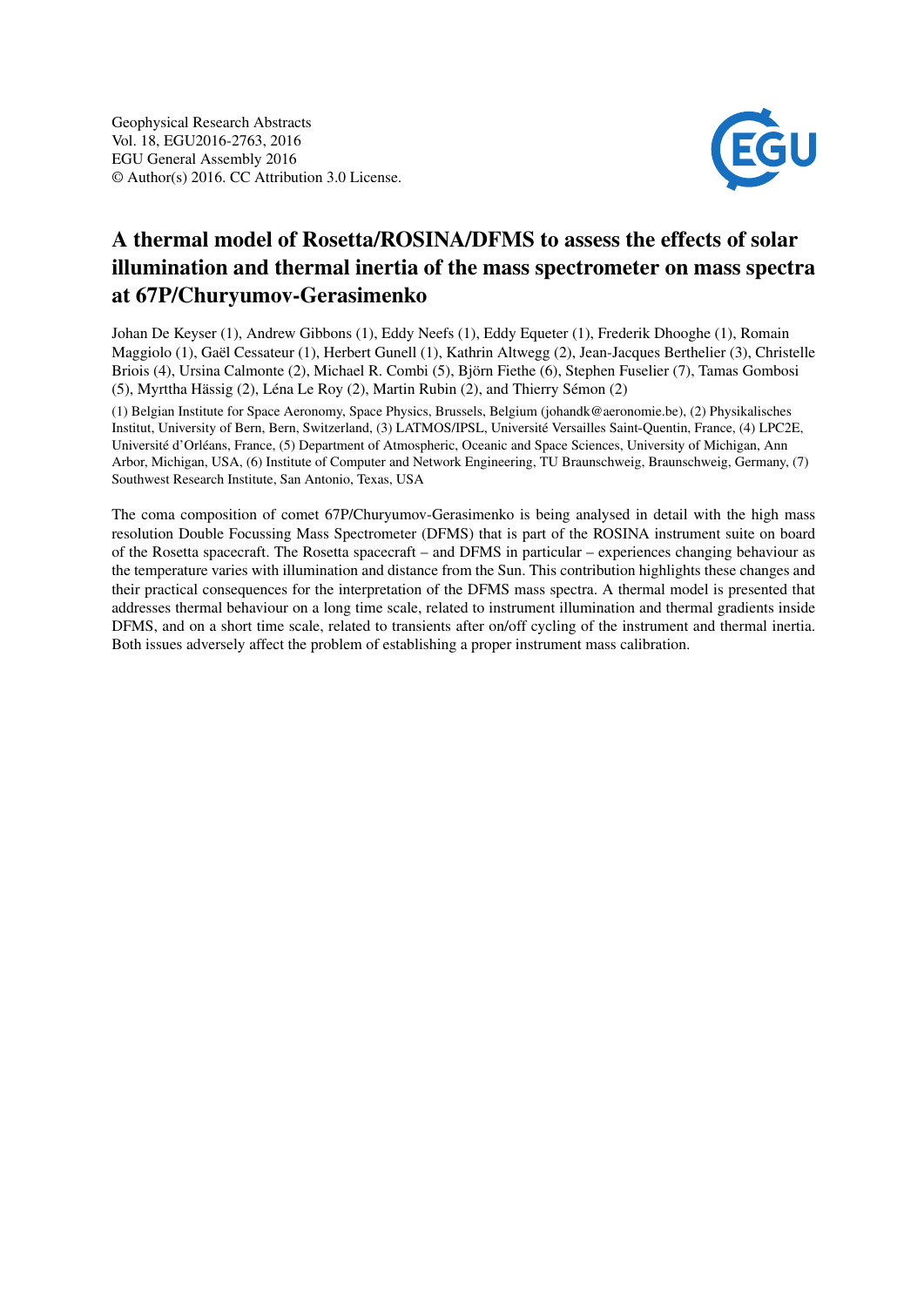Geophysical Research Abstracts
Vol. 18, EGU2016-2763, 2016
EGU General Assembly 2016
© Author(s) 2016. CC Attribution 3.0 License.

# A thermal model of Rosetta/ROSINA/DFMS to assess the effects of solar illumination and thermal inertia of the mass spectrometer on mass spectra at 67P/Churyumov-Gerasimenko

Johan De Keyser (1), Andrew Gibbons (1), Eddy Neefs (1), Eddy Equeter (1), Frederik Dhooghe (1), Romain Maggiolo (1), Gaël Cessateur (1), Herbert Gunell (1), Kathrin Altwegg (2), Jean-Jacques Berthelier (3), Christelle Briois (4), Ursina Calmonte (2), Michael R. Combi (5), Björn Fiethe (6), Stephen Fuselier (7), Tamas Gombosi (5), Myrttha Hässig (2), Léna Le Roy (2), Martin Rubin (2), and Thierry Sémon (2)

(1) Belgian Institute for Space Aeronomy, Space Physics, Brussels, Belgium (johandk@aeronomie.be), (2) Physikalisches Institut, University of Bern, Bern, Switzerland, (3) LATMOS/IPSL, Université Versailles Saint-Quentin, France, (4) LPC2E, Université d'Orléans, France, (5) Department of Atmospheric, Oceanic and Space Sciences, University of Michigan, Ann Arbor, Michigan, USA, (6) Institute of Computer and Network Engineering, TU Braunschweig, Braunschweig, Germany, (7) Southwest Research Institute, San Antonio, Texas, USA

The coma composition of comet 67P/Churyumov-Gerasimenko is being analysed in detail with the high mass resolution Double Focussing Mass Spectrometer (DFMS) that is part of the ROSINA instrument suite on board of the Rosetta spacecraft. The Rosetta spacecraft – and DFMS in particular – experiences changing behaviour as the temperature varies with illumination and distance from the Sun. This contribution highlights these changes and their practical consequences for the interpretation of the DFMS mass spectra. A thermal model is presented that addresses thermal behaviour on a long time scale, related to instrument illumination and thermal gradients inside DFMS, and on a short time scale, related to transients after on/off cycling of the instrument and thermal inertia. Both issues adversely affect the problem of establishing a proper instrument mass calibration.